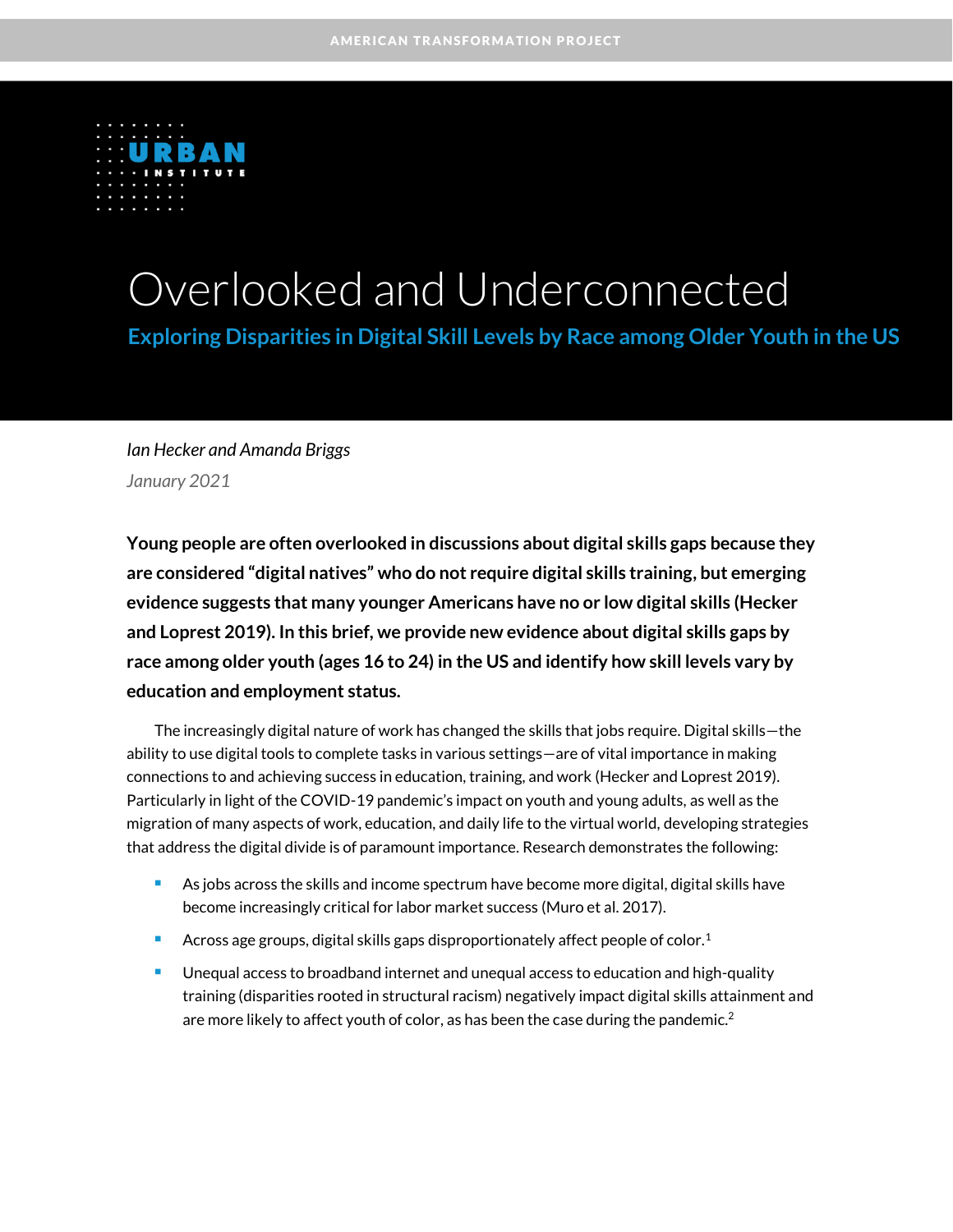AMERICAN TRANSFORMATION PROJECT

URBAN INSTITUTE

# Overlooked and Underconnected

## Exploring Disparities in Digital Skill Levels by Race among Older Youth in the US

*Ian Hecker and Amanda Briggs*

*January 2021*

**Young people are often overlooked in discussions about digital skills gaps because they are considered "digital natives" who do not require digital skills training, but emerging evidence suggests that many younger Americans have no or low digital skills (Hecker and Loprest 2019). In this brief, we provide new evidence about digital skills gaps by race among older youth (ages 16 to 24) in the US and identify how skill levels vary by education and employment status.**

The increasingly digital nature of work has changed the skills that jobs require. Digital skills—the ability to use digital tools to complete tasks in various settings—are of vital importance in making connections to and achieving success in education, training, and work (Hecker and Loprest 2019). Particularly in light of the COVID-19 pandemic's impact on youth and young adults, as well as the migration of many aspects of work, education, and daily life to the virtual world, developing strategies that address the digital divide is of paramount importance. Research demonstrates the following:

- As jobs across the skills and income spectrum have become more digital, digital skills have become increasingly critical for labor market success (Muro et al. 2017).
- Across age groups, digital skills gaps disproportionately affect people of color.[1]
- Unequal access to broadband internet and unequal access to education and high-quality training (disparities rooted in structural racism) negatively impact digital skills attainment and are more likely to affect youth of color, as has been the case during the pandemic.[2]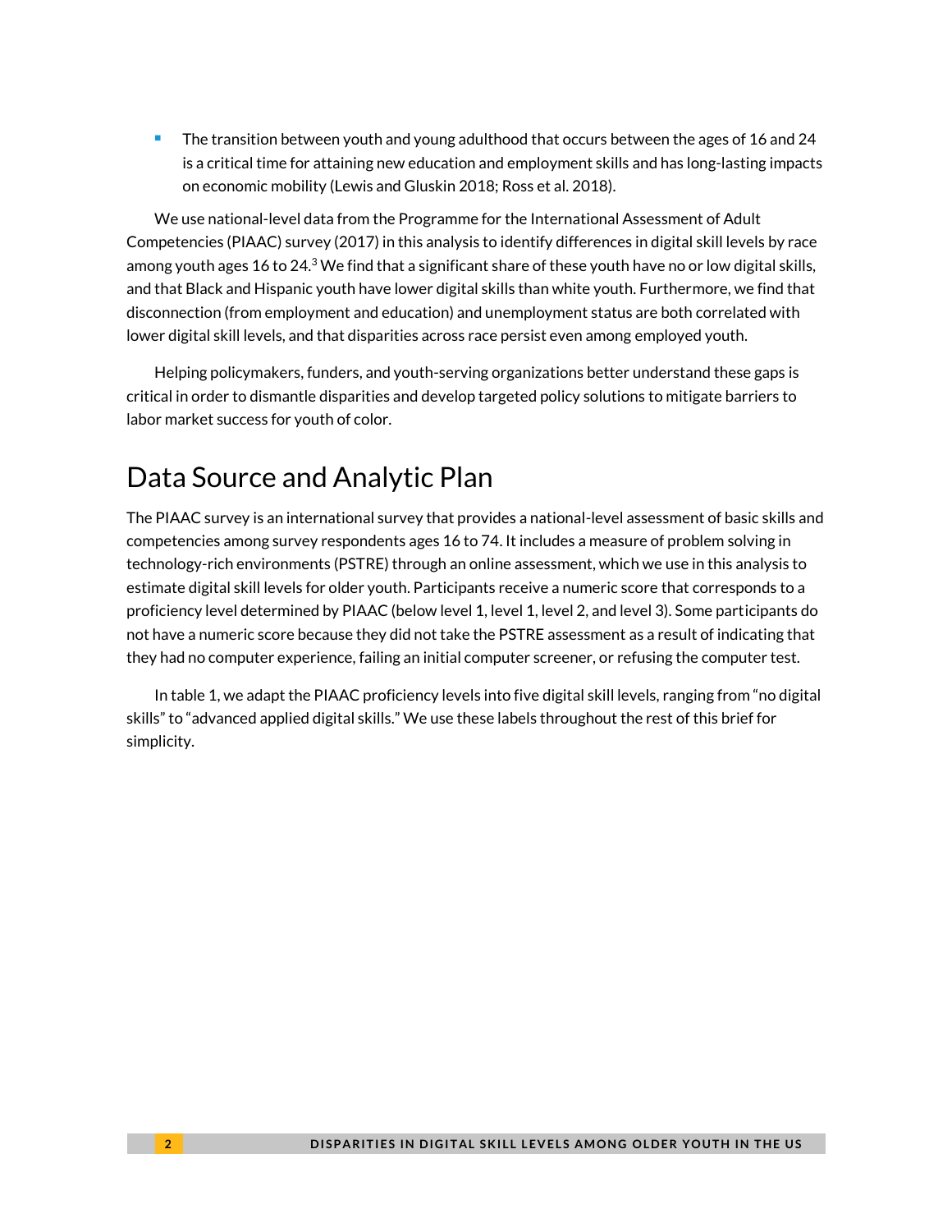- The transition between youth and young adulthood that occurs between the ages of 16 and 24 is a critical time for attaining new education and employment skills and has long-lasting impacts on economic mobility (Lewis and Gluskin 2018; Ross et al. 2018).

We use national-level data from the Programme for the International Assessment of Adult Competencies (PIAAC) survey (2017) in this analysis to identify differences in digital skill levels by race among youth ages 16 to 24.[3] We find that a significant share of these youth have no or low digital skills, and that Black and Hispanic youth have lower digital skills than white youth. Furthermore, we find that disconnection (from employment and education) and unemployment status are both correlated with lower digital skill levels, and that disparities across race persist even among employed youth.

Helping policymakers, funders, and youth-serving organizations better understand these gaps is critical in order to dismantle disparities and develop targeted policy solutions to mitigate barriers to labor market success for youth of color.

# Data Source and Analytic Plan

The PIAAC survey is an international survey that provides a national-level assessment of basic skills and competencies among survey respondents ages 16 to 74. It includes a measure of problem solving in technology-rich environments (PSTRE) through an online assessment, which we use in this analysis to estimate digital skill levels for older youth. Participants receive a numeric score that corresponds to a proficiency level determined by PIAAC (below level 1, level 1, level 2, and level 3). Some participants do not have a numeric score because they did not take the PSTRE assessment as a result of indicating that they had no computer experience, failing an initial computer screener, or refusing the computer test.

In table 1, we adapt the PIAAC proficiency levels into five digital skill levels, ranging from "no digital skills" to "advanced applied digital skills." We use these labels throughout the rest of this brief for simplicity.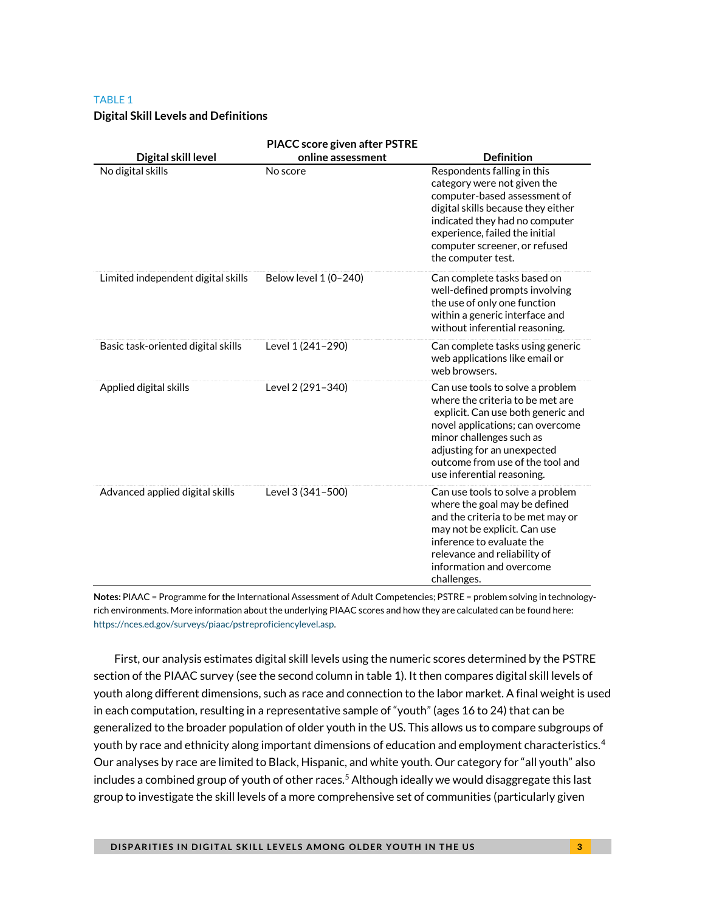TABLE 1

**Digital Skill Levels and Definitions**

| Digital skill level | PIACC score given after PSTRE online assessment | Definition |
|---|---|---|
| No digital skills | No score | Respondents falling in this category were not given the computer-based assessment of digital skills because they either indicated they had no computer experience, failed the initial computer screener, or refused the computer test. |
| Limited independent digital skills | Below level 1 (0–240) | Can complete tasks based on well-defined prompts involving the use of only one function within a generic interface and without inferential reasoning. |
| Basic task-oriented digital skills | Level 1 (241–290) | Can complete tasks using generic web applications like email or web browsers. |
| Applied digital skills | Level 2 (291–340) | Can use tools to solve a problem where the criteria to be met are explicit. Can use both generic and novel applications; can overcome minor challenges such as adjusting for an unexpected outcome from use of the tool and use inferential reasoning. |
| Advanced applied digital skills | Level 3 (341–500) | Can use tools to solve a problem where the goal may be defined and the criteria to be met may or may not be explicit. Can use inference to evaluate the relevance and reliability of information and overcome challenges. |

**Notes:** PIAAC = Programme for the International Assessment of Adult Competencies; PSTRE = problem solving in technology-rich environments. More information about the underlying PIAAC scores and how they are calculated can be found here: https://nces.ed.gov/surveys/piaac/pstreproficiencylevel.asp.

First, our analysis estimates digital skill levels using the numeric scores determined by the PSTRE section of the PIAAC survey (see the second column in table 1). It then compares digital skill levels of youth along different dimensions, such as race and connection to the labor market. A final weight is used in each computation, resulting in a representative sample of "youth" (ages 16 to 24) that can be generalized to the broader population of older youth in the US. This allows us to compare subgroups of youth by race and ethnicity along important dimensions of education and employment characteristics.[4] Our analyses by race are limited to Black, Hispanic, and white youth. Our category for "all youth" also includes a combined group of youth of other races.[5] Although ideally we would disaggregate this last group to investigate the skill levels of a more comprehensive set of communities (particularly given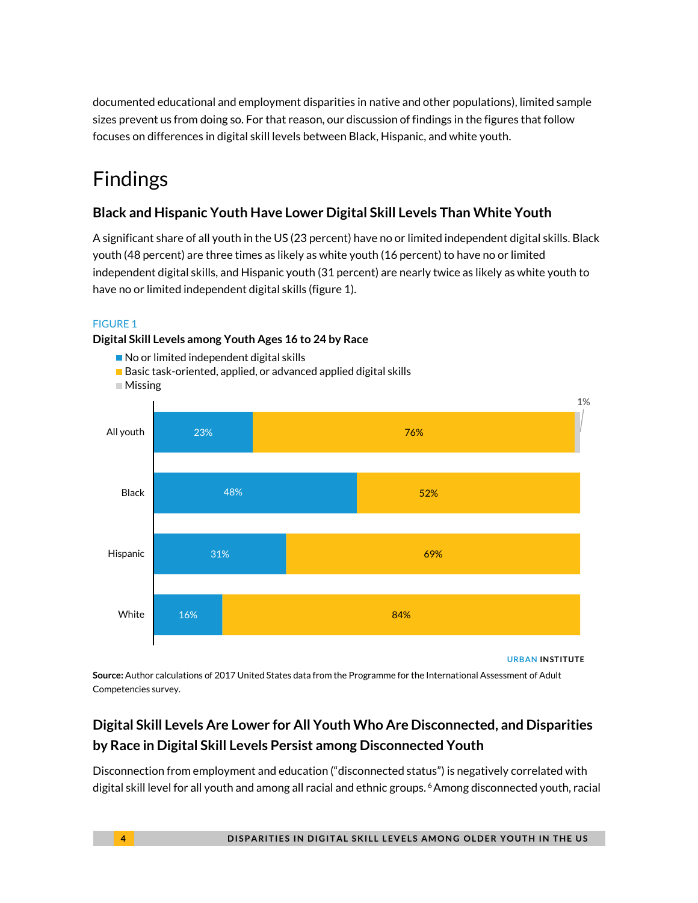documented educational and employment disparities in native and other populations), limited sample sizes prevent us from doing so. For that reason, our discussion of findings in the figures that follow focuses on differences in digital skill levels between Black, Hispanic, and white youth.

# Findings

## Black and Hispanic Youth Have Lower Digital Skill Levels Than White Youth

A significant share of all youth in the US (23 percent) have no or limited independent digital skills. Black youth (48 percent) are three times as likely as white youth (16 percent) to have no or limited independent digital skills, and Hispanic youth (31 percent) are nearly twice as likely as white youth to have no or limited independent digital skills (figure 1).

FIGURE 1

**Digital Skill Levels among Youth Ages 16 to 24 by Race**

| | No or limited independent digital skills | Basic task-oriented, applied, or advanced applied digital skills | Missing |
|---|---|---|---|
| All youth | 23% | 76% | 1% |
| Black | 48% | 52% | |
| Hispanic | 31% | 69% | |
| White | 16% | 84% | |

URBAN INSTITUTE

**Source:** Author calculations of 2017 United States data from the Programme for the International Assessment of Adult Competencies survey.

## Digital Skill Levels Are Lower for All Youth Who Are Disconnected, and Disparities by Race in Digital Skill Levels Persist among Disconnected Youth

Disconnection from employment and education ("disconnected status") is negatively correlated with digital skill level for all youth and among all racial and ethnic groups.[6] Among disconnected youth, racial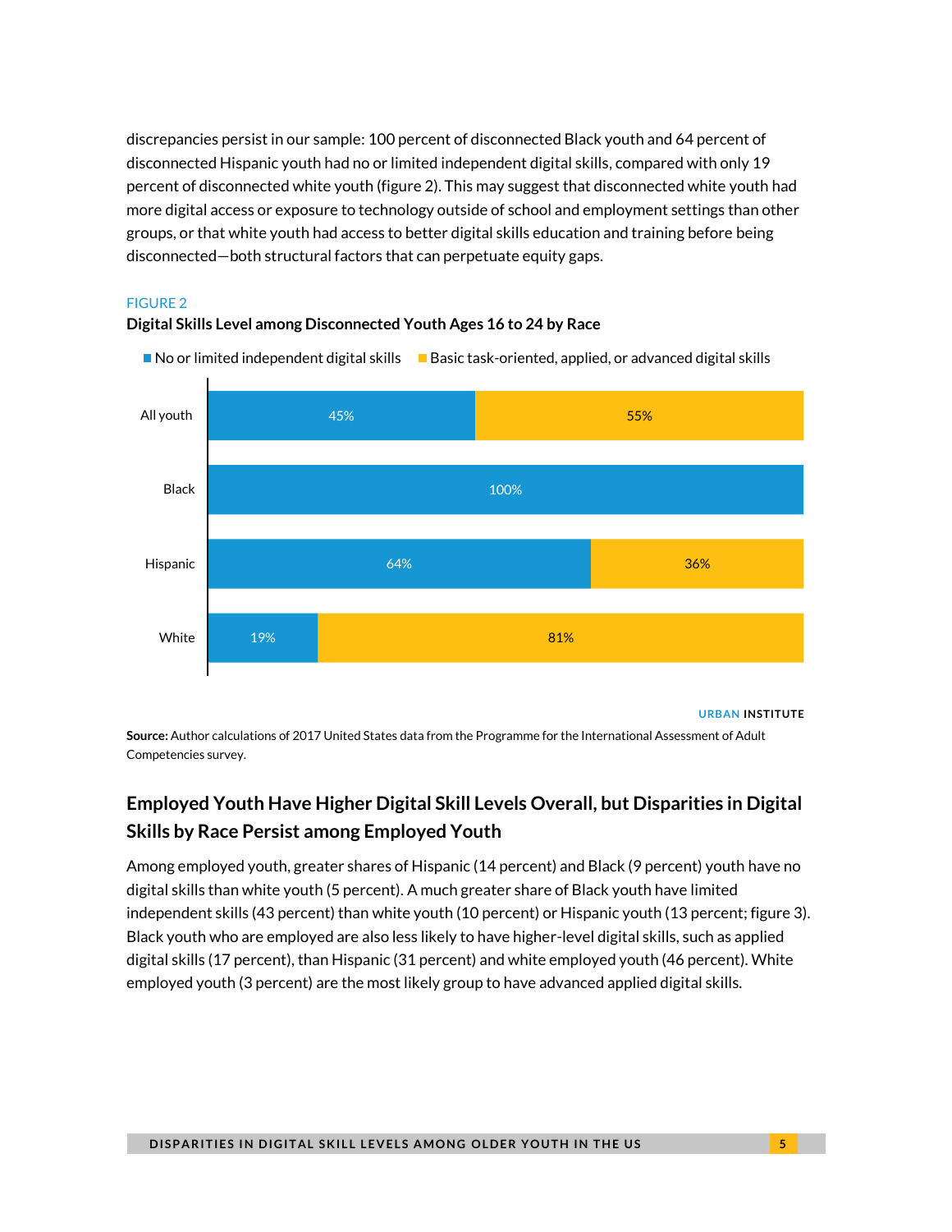discrepancies persist in our sample: 100 percent of disconnected Black youth and 64 percent of disconnected Hispanic youth had no or limited independent digital skills, compared with only 19 percent of disconnected white youth (figure 2). This may suggest that disconnected white youth had more digital access or exposure to technology outside of school and employment settings than other groups, or that white youth had access to better digital skills education and training before being disconnected—both structural factors that can perpetuate equity gaps.

FIGURE 2

**Digital Skills Level among Disconnected Youth Ages 16 to 24 by Race**

| | No or limited independent digital skills | Basic task-oriented, applied, or advanced digital skills |
|---|---|---|
| All youth | 45% | 55% |
| Black | 100% | |
| Hispanic | 64% | 36% |
| White | 19% | 81% |

URBAN INSTITUTE

**Source:** Author calculations of 2017 United States data from the Programme for the International Assessment of Adult Competencies survey.

## Employed Youth Have Higher Digital Skill Levels Overall, but Disparities in Digital Skills by Race Persist among Employed Youth

Among employed youth, greater shares of Hispanic (14 percent) and Black (9 percent) youth have no digital skills than white youth (5 percent). A much greater share of Black youth have limited independent skills (43 percent) than white youth (10 percent) or Hispanic youth (13 percent; figure 3). Black youth who are employed are also less likely to have higher-level digital skills, such as applied digital skills (17 percent), than Hispanic (31 percent) and white employed youth (46 percent). White employed youth (3 percent) are the most likely group to have advanced applied digital skills.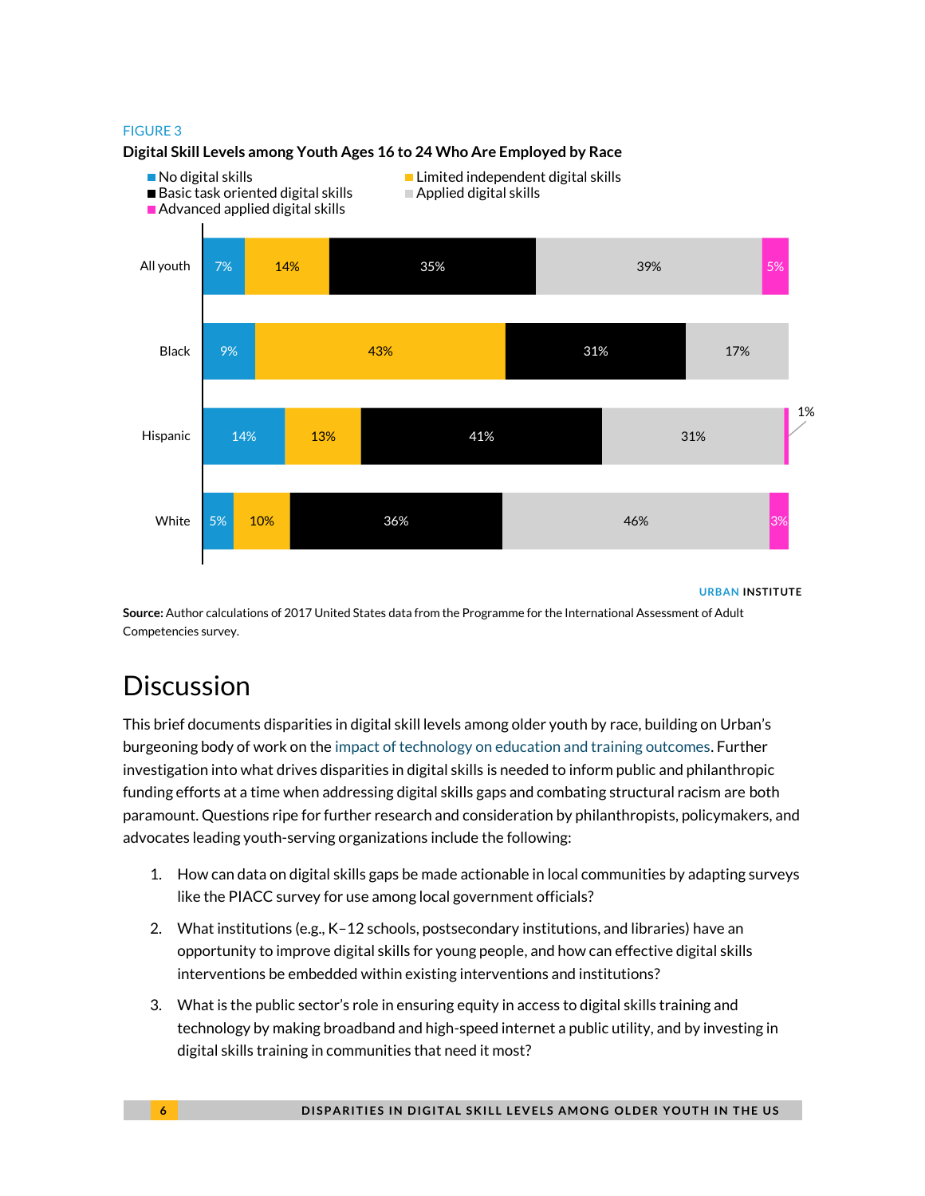FIGURE 3

**Digital Skill Levels among Youth Ages 16 to 24 Who Are Employed by Race**

| | No digital skills | Limited independent digital skills | Basic task oriented digital skills | Applied digital skills | Advanced applied digital skills |
|---|---|---|---|---|---|
| All youth | 7% | 14% | 35% | 39% | 5% |
| Black | 9% | 43% | 31% | 17% | |
| Hispanic | 14% | 13% | 41% | 31% | 1% |
| White | 5% | 10% | 36% | 46% | 3% |

URBAN INSTITUTE

**Source:** Author calculations of 2017 United States data from the Programme for the International Assessment of Adult Competencies survey.

# Discussion

This brief documents disparities in digital skill levels among older youth by race, building on Urban's burgeoning body of work on the impact of technology on education and training outcomes. Further investigation into what drives disparities in digital skills is needed to inform public and philanthropic funding efforts at a time when addressing digital skills gaps and combating structural racism are both paramount. Questions ripe for further research and consideration by philanthropists, policymakers, and advocates leading youth-serving organizations include the following:

1. How can data on digital skills gaps be made actionable in local communities by adapting surveys like the PIACC survey for use among local government officials?
2. What institutions (e.g., K–12 schools, postsecondary institutions, and libraries) have an opportunity to improve digital skills for young people, and how can effective digital skills interventions be embedded within existing interventions and institutions?
3. What is the public sector's role in ensuring equity in access to digital skills training and technology by making broadband and high-speed internet a public utility, and by investing in digital skills training in communities that need it most?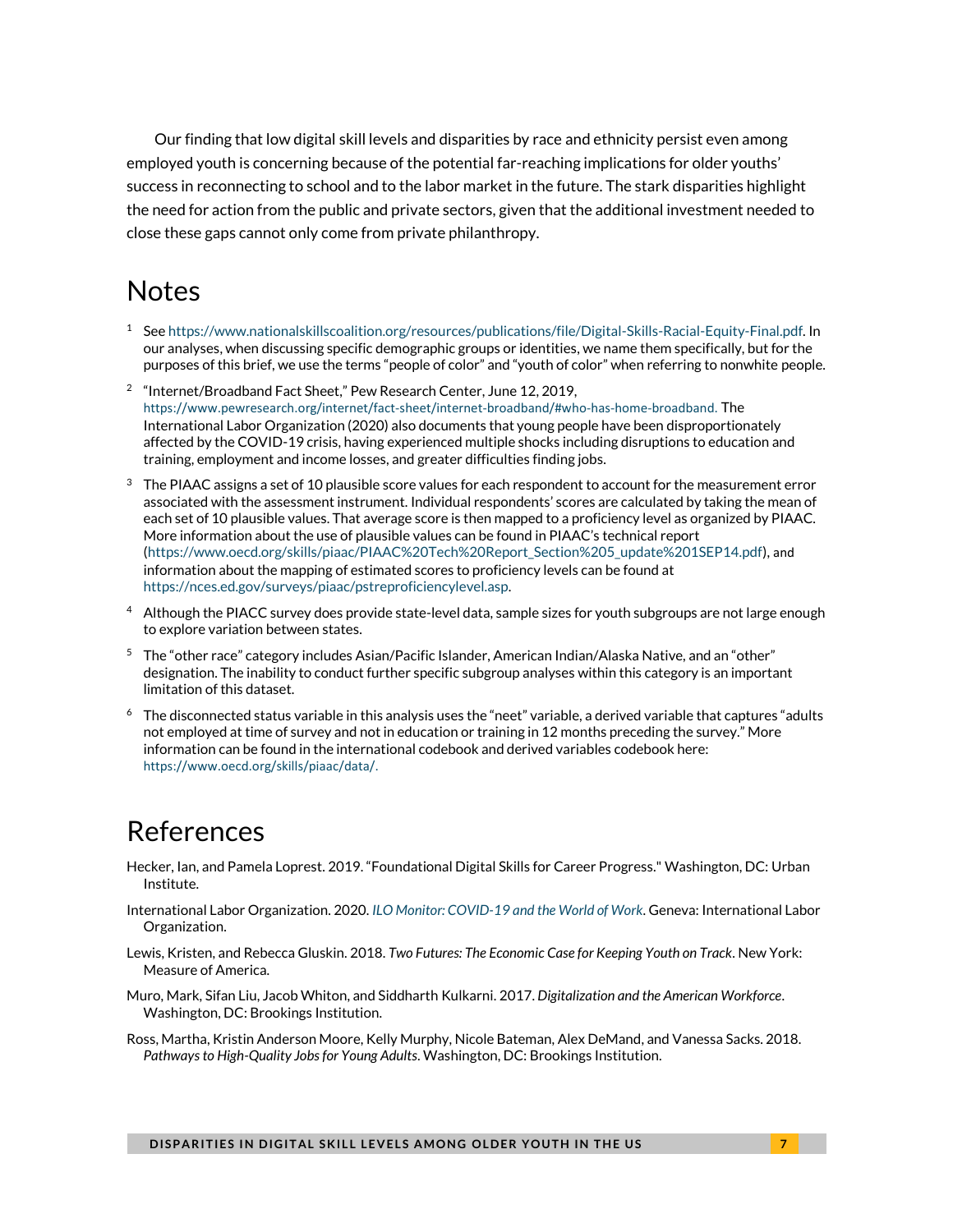Our finding that low digital skill levels and disparities by race and ethnicity persist even among employed youth is concerning because of the potential far-reaching implications for older youths' success in reconnecting to school and to the labor market in the future. The stark disparities highlight the need for action from the public and private sectors, given that the additional investment needed to close these gaps cannot only come from private philanthropy.

# Notes

1. See https://www.nationalskillscoalition.org/resources/publications/file/Digital-Skills-Racial-Equity-Final.pdf. In our analyses, when discussing specific demographic groups or identities, we name them specifically, but for the purposes of this brief, we use the terms "people of color" and "youth of color" when referring to nonwhite people.

2. "Internet/Broadband Fact Sheet," Pew Research Center, June 12, 2019, https://www.pewresearch.org/internet/fact-sheet/internet-broadband/#who-has-home-broadband. The International Labor Organization (2020) also documents that young people have been disproportionately affected by the COVID-19 crisis, having experienced multiple shocks including disruptions to education and training, employment and income losses, and greater difficulties finding jobs.

3. The PIAAC assigns a set of 10 plausible score values for each respondent to account for the measurement error associated with the assessment instrument. Individual respondents' scores are calculated by taking the mean of each set of 10 plausible values. That average score is then mapped to a proficiency level as organized by PIAAC. More information about the use of plausible values can be found in PIAAC's technical report (https://www.oecd.org/skills/piaac/PIAAC%20Tech%20Report_Section%205_update%201SEP14.pdf), and information about the mapping of estimated scores to proficiency levels can be found at https://nces.ed.gov/surveys/piaac/pstreproficiencylevel.asp.

4. Although the PIACC survey does provide state-level data, sample sizes for youth subgroups are not large enough to explore variation between states.

5. The "other race" category includes Asian/Pacific Islander, American Indian/Alaska Native, and an "other" designation. The inability to conduct further specific subgroup analyses within this category is an important limitation of this dataset.

6. The disconnected status variable in this analysis uses the "neet" variable, a derived variable that captures "adults not employed at time of survey and not in education or training in 12 months preceding the survey." More information can be found in the international codebook and derived variables codebook here: https://www.oecd.org/skills/piaac/data/.

# References

Hecker, Ian, and Pamela Loprest. 2019. "Foundational Digital Skills for Career Progress." Washington, DC: Urban Institute.

International Labor Organization. 2020. *ILO Monitor: COVID-19 and the World of Work*. Geneva: International Labor Organization.

Lewis, Kristen, and Rebecca Gluskin. 2018. *Two Futures: The Economic Case for Keeping Youth on Track*. New York: Measure of America.

Muro, Mark, Sifan Liu, Jacob Whiton, and Siddharth Kulkarni. 2017. *Digitalization and the American Workforce*. Washington, DC: Brookings Institution.

Ross, Martha, Kristin Anderson Moore, Kelly Murphy, Nicole Bateman, Alex DeMand, and Vanessa Sacks. 2018. *Pathways to High-Quality Jobs for Young Adults*. Washington, DC: Brookings Institution.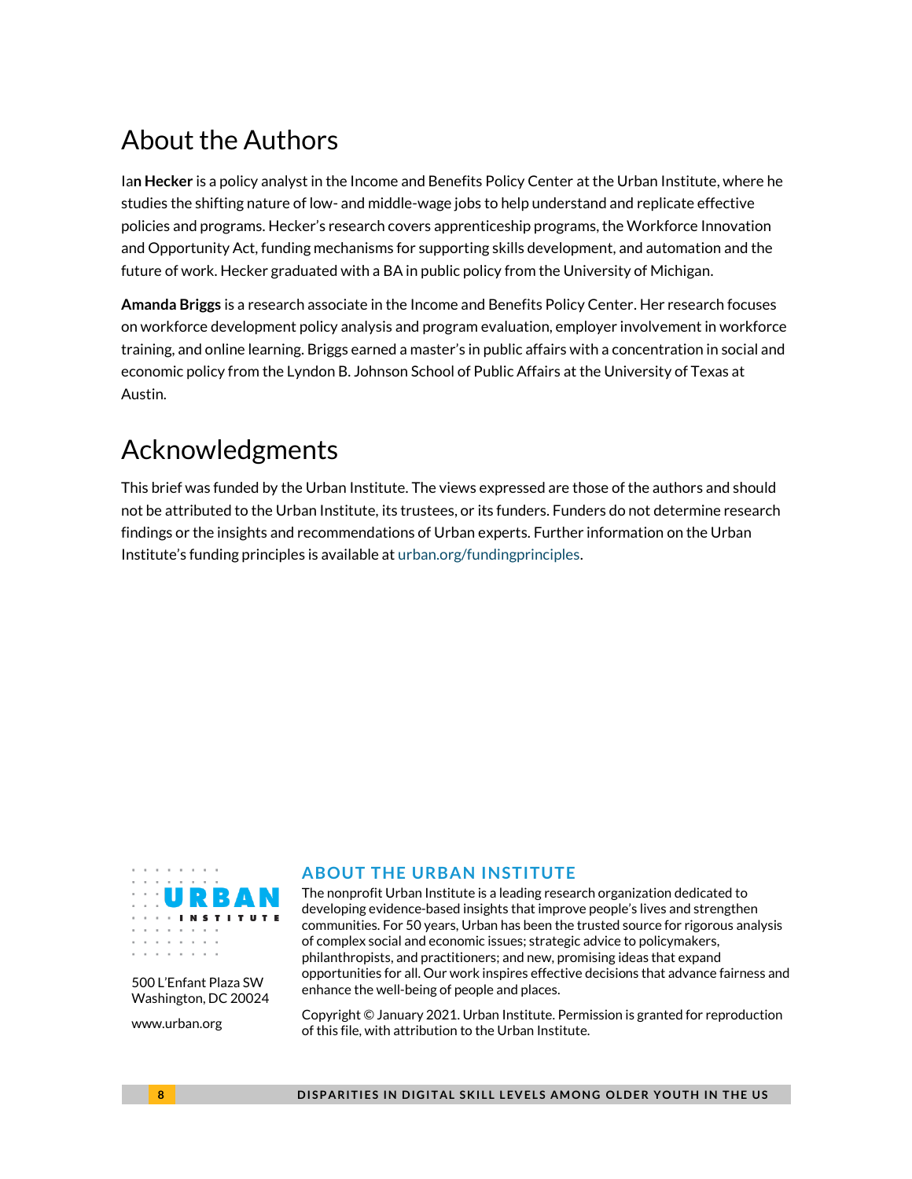# About the Authors

**Ian Hecker** is a policy analyst in the Income and Benefits Policy Center at the Urban Institute, where he studies the shifting nature of low- and middle-wage jobs to help understand and replicate effective policies and programs. Hecker's research covers apprenticeship programs, the Workforce Innovation and Opportunity Act, funding mechanisms for supporting skills development, and automation and the future of work. Hecker graduated with a BA in public policy from the University of Michigan.

**Amanda Briggs** is a research associate in the Income and Benefits Policy Center. Her research focuses on workforce development policy analysis and program evaluation, employer involvement in workforce training, and online learning. Briggs earned a master's in public affairs with a concentration in social and economic policy from the Lyndon B. Johnson School of Public Affairs at the University of Texas at Austin.

# Acknowledgments

This brief was funded by the Urban Institute. The views expressed are those of the authors and should not be attributed to the Urban Institute, its trustees, or its funders. Funders do not determine research findings or the insights and recommendations of Urban experts. Further information on the Urban Institute's funding principles is available at urban.org/fundingprinciples.

URBAN INSTITUTE

500 L'Enfant Plaza SW
Washington, DC 20024

www.urban.org

## ABOUT THE URBAN INSTITUTE

The nonprofit Urban Institute is a leading research organization dedicated to developing evidence-based insights that improve people's lives and strengthen communities. For 50 years, Urban has been the trusted source for rigorous analysis of complex social and economic issues; strategic advice to policymakers, philanthropists, and practitioners; and new, promising ideas that expand opportunities for all. Our work inspires effective decisions that advance fairness and enhance the well-being of people and places.

Copyright © January 2021. Urban Institute. Permission is granted for reproduction of this file, with attribution to the Urban Institute.